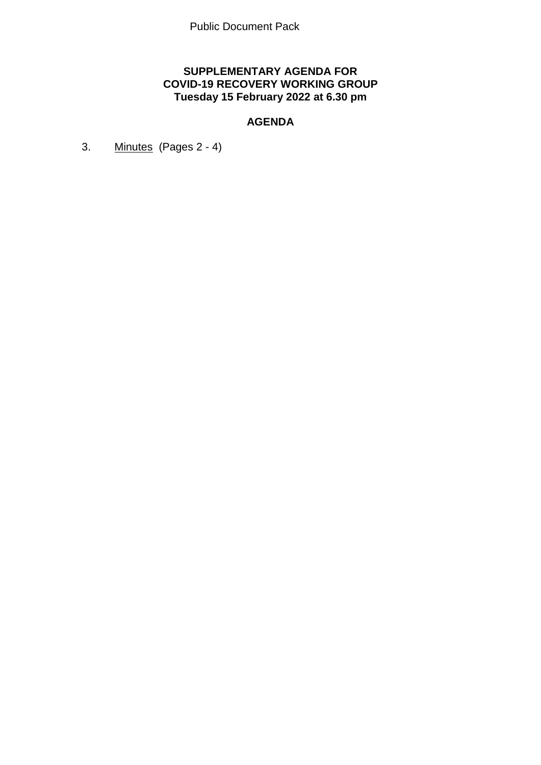Public Document Pack

**SUPPLEMENTARY AGENDA FOR**
**COVID-19 RECOVERY WORKING GROUP**
**Tuesday 15 February 2022 at 6.30 pm**

## AGENDA

3. Minutes (Pages 2 - 4)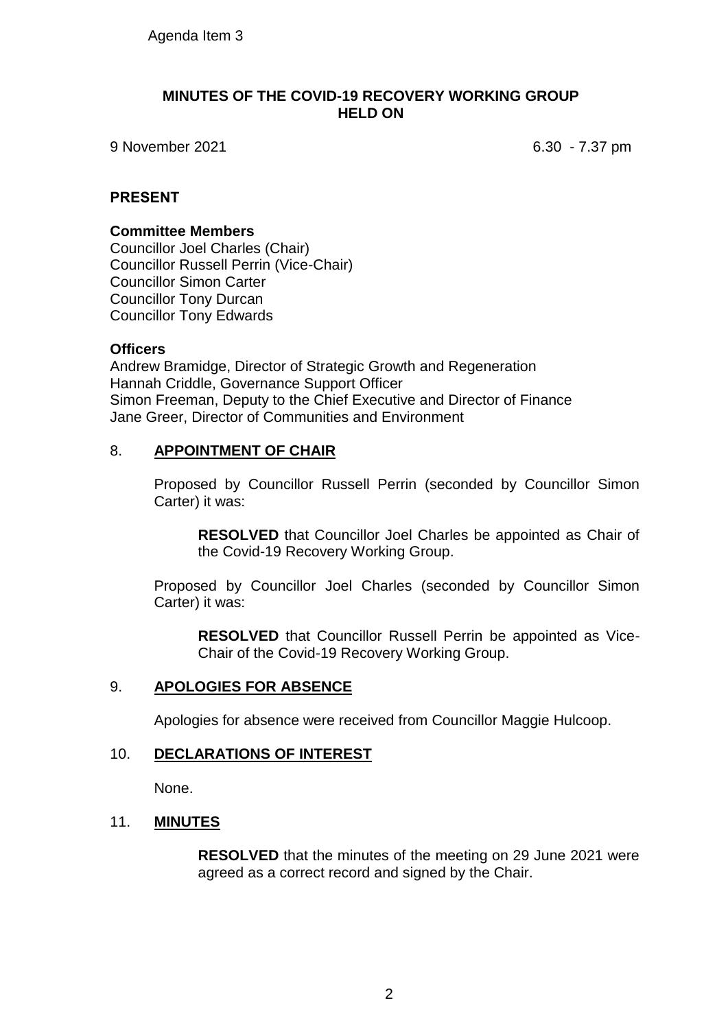Agenda Item 3

# MINUTES OF THE COVID-19 RECOVERY WORKING GROUP HELD ON

9 November 2021 6.30 - 7.37 pm

## PRESENT

**Committee Members**
Councillor Joel Charles (Chair)
Councillor Russell Perrin (Vice-Chair)
Councillor Simon Carter
Councillor Tony Durcan
Councillor Tony Edwards

**Officers**
Andrew Bramidge, Director of Strategic Growth and Regeneration
Hannah Criddle, Governance Support Officer
Simon Freeman, Deputy to the Chief Executive and Director of Finance
Jane Greer, Director of Communities and Environment

## 8. APPOINTMENT OF CHAIR

Proposed by Councillor Russell Perrin (seconded by Councillor Simon Carter) it was:

> **RESOLVED** that Councillor Joel Charles be appointed as Chair of the Covid-19 Recovery Working Group.

Proposed by Councillor Joel Charles (seconded by Councillor Simon Carter) it was:

> **RESOLVED** that Councillor Russell Perrin be appointed as Vice-Chair of the Covid-19 Recovery Working Group.

## 9. APOLOGIES FOR ABSENCE

Apologies for absence were received from Councillor Maggie Hulcoop.

## 10. DECLARATIONS OF INTEREST

None.

## 11. MINUTES

> **RESOLVED** that the minutes of the meeting on 29 June 2021 were agreed as a correct record and signed by the Chair.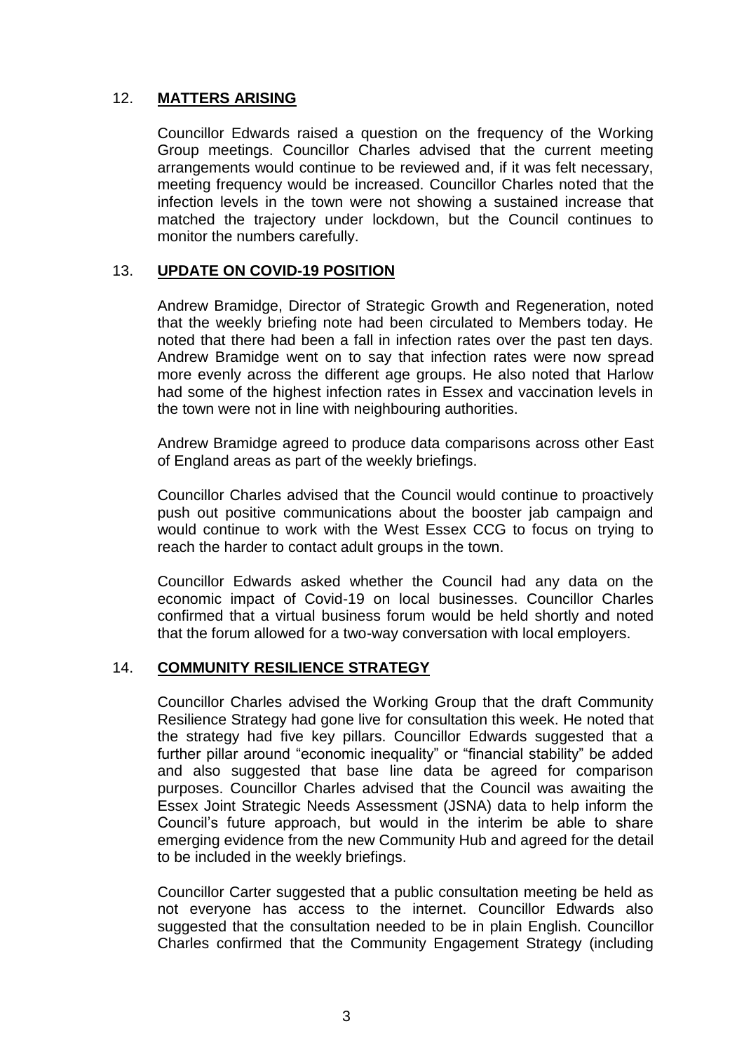## 12. **MATTERS ARISING**

Councillor Edwards raised a question on the frequency of the Working Group meetings. Councillor Charles advised that the current meeting arrangements would continue to be reviewed and, if it was felt necessary, meeting frequency would be increased. Councillor Charles noted that the infection levels in the town were not showing a sustained increase that matched the trajectory under lockdown, but the Council continues to monitor the numbers carefully.

## 13. **UPDATE ON COVID-19 POSITION**

Andrew Bramidge, Director of Strategic Growth and Regeneration, noted that the weekly briefing note had been circulated to Members today. He noted that there had been a fall in infection rates over the past ten days. Andrew Bramidge went on to say that infection rates were now spread more evenly across the different age groups. He also noted that Harlow had some of the highest infection rates in Essex and vaccination levels in the town were not in line with neighbouring authorities.

Andrew Bramidge agreed to produce data comparisons across other East of England areas as part of the weekly briefings.

Councillor Charles advised that the Council would continue to proactively push out positive communications about the booster jab campaign and would continue to work with the West Essex CCG to focus on trying to reach the harder to contact adult groups in the town.

Councillor Edwards asked whether the Council had any data on the economic impact of Covid-19 on local businesses. Councillor Charles confirmed that a virtual business forum would be held shortly and noted that the forum allowed for a two-way conversation with local employers.

## 14. **COMMUNITY RESILIENCE STRATEGY**

Councillor Charles advised the Working Group that the draft Community Resilience Strategy had gone live for consultation this week. He noted that the strategy had five key pillars. Councillor Edwards suggested that a further pillar around "economic inequality" or "financial stability" be added and also suggested that base line data be agreed for comparison purposes. Councillor Charles advised that the Council was awaiting the Essex Joint Strategic Needs Assessment (JSNA) data to help inform the Council's future approach, but would in the interim be able to share emerging evidence from the new Community Hub and agreed for the detail to be included in the weekly briefings.

Councillor Carter suggested that a public consultation meeting be held as not everyone has access to the internet. Councillor Edwards also suggested that the consultation needed to be in plain English. Councillor Charles confirmed that the Community Engagement Strategy (including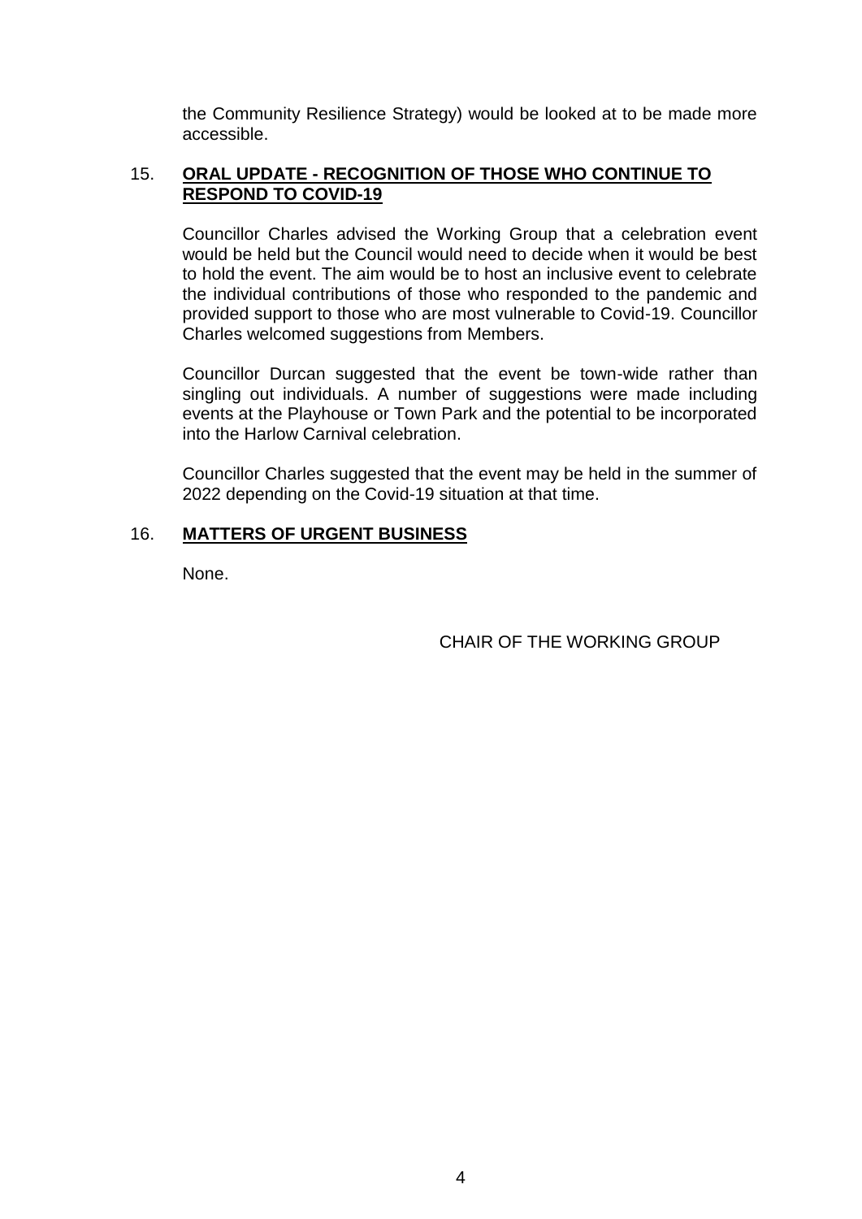the Community Resilience Strategy) would be looked at to be made more accessible.

15. **ORAL UPDATE - RECOGNITION OF THOSE WHO CONTINUE TO RESPOND TO COVID-19**

Councillor Charles advised the Working Group that a celebration event would be held but the Council would need to decide when it would be best to hold the event. The aim would be to host an inclusive event to celebrate the individual contributions of those who responded to the pandemic and provided support to those who are most vulnerable to Covid-19. Councillor Charles welcomed suggestions from Members.

Councillor Durcan suggested that the event be town-wide rather than singling out individuals. A number of suggestions were made including events at the Playhouse or Town Park and the potential to be incorporated into the Harlow Carnival celebration.

Councillor Charles suggested that the event may be held in the summer of 2022 depending on the Covid-19 situation at that time.

16. **MATTERS OF URGENT BUSINESS**

None.

CHAIR OF THE WORKING GROUP